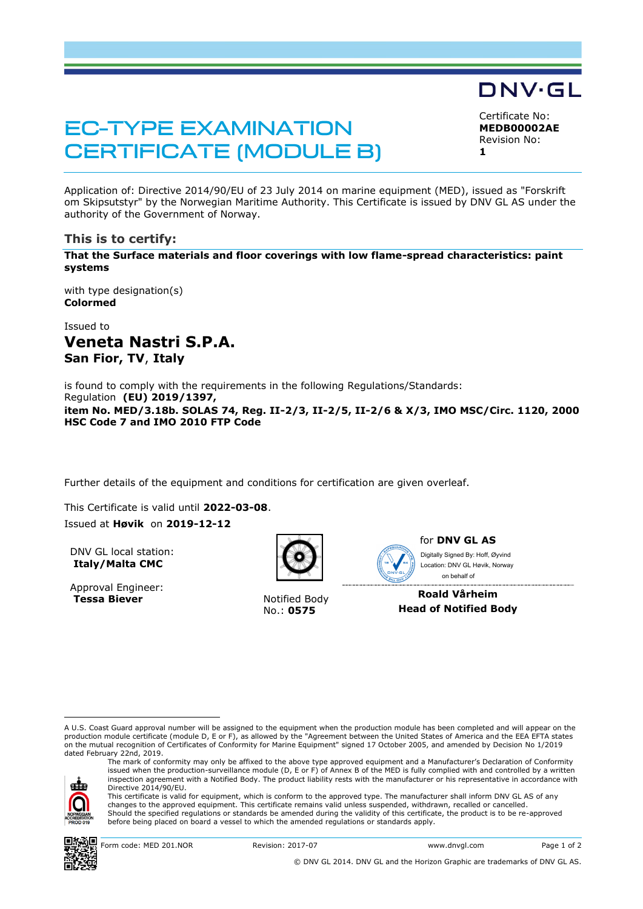DNV·GL

# EC-TYPE EXAMINATION CERTIFICATE (MODULE B)

Certificate No:
**MEDB00002AE**
Revision No:
**1**

Application of: Directive 2014/90/EU of 23 July 2014 on marine equipment (MED), issued as "Forskrift om Skipsutstyr" by the Norwegian Maritime Authority. This Certificate is issued by DNV GL AS under the authority of the Government of Norway.

## This is to certify:

**That the Surface materials and floor coverings with low flame-spread characteristics: paint systems**

with type designation(s)
**Colormed**

Issued to
## Veneta Nastri S.P.A.
**San Fior, TV, Italy**

is found to comply with the requirements in the following Regulations/Standards:
Regulation **(EU) 2019/1397,**
**item No. MED/3.18b. SOLAS 74, Reg. II-2/3, II-2/5, II-2/6 & X/3, IMO MSC/Circ. 1120, 2000 HSC Code 7 and IMO 2010 FTP Code**

Further details of the equipment and conditions for certification are given overleaf.

This Certificate is valid until **2022-03-08**.
Issued at **Høvik** on **2019-12-12**

DNV GL local station:
**Italy/Malta CMC**

Approval Engineer:
**Tessa Biever**

Notified Body
No.: **0575**

for **DNV GL AS**
Digitally Signed By: Hoff, Øyvind
Location: DNV GL Høvik, Norway
on behalf of

**Roald Vårheim**
**Head of Notified Body**

---

A U.S. Coast Guard approval number will be assigned to the equipment when the production module has been completed and will appear on the production module certificate (module D, E or F), as allowed by the "Agreement between the United States of America and the EEA EFTA states on the mutual recognition of Certificates of Conformity for Marine Equipment" signed 17 October 2005, and amended by Decision No 1/2019 dated February 22nd, 2019.

The mark of conformity may only be affixed to the above type approved equipment and a Manufacturer's Declaration of Conformity issued when the production-surveillance module (D, E or F) of Annex B of the MED is fully complied with and controlled by a written inspection agreement with a Notified Body. The product liability rests with the manufacturer or his representative in accordance with Directive 2014/90/EU.
This certificate is valid for equipment, which is conform to the approved type. The manufacturer shall inform DNV GL AS of any changes to the approved equipment. This certificate remains valid unless suspended, withdrawn, recalled or cancelled.
Should the specified regulations or standards be amended during the validity of this certificate, the product is to be re-approved before being placed on board a vessel to which the amended regulations or standards apply.

NORWEGIAN ACCREDITATION PROD 019

Form code: MED 201.NOR | Revision: 2017-07 | www.dnvgl.com

© DNV GL 2014. DNV GL and the Horizon Graphic are trademarks of DNV GL AS.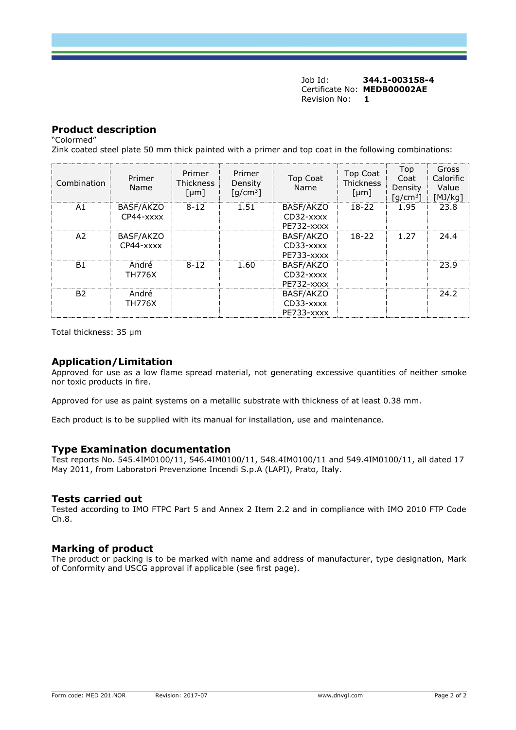Job Id: **344.1-003158-4**
Certificate No: **MEDB00002AE**
Revision No: **1**

## Product description

"Colormed"

Zink coated steel plate 50 mm thick painted with a primer and top coat in the following combinations:

| Combination | Primer Name | Primer Thickness [μm] | Primer Density [g/cm³] | Top Coat Name | Top Coat Thickness [μm] | Top Coat Density [g/cm³] | Gross Calorific Value [MJ/kg] |
|---|---|---|---|---|---|---|---|
| A1 | BASF/AKZO CP44-xxxx | 8-12 | 1.51 | BASF/AKZO CD32-xxxx PE732-xxxx | 18-22 | 1.95 | 23.8 |
| A2 | BASF/AKZO CP44-xxxx | | | BASF/AKZO CD33-xxxx PE733-xxxx | 18-22 | 1.27 | 24.4 |
| B1 | André TH776X | 8-12 | 1.60 | BASF/AKZO CD32-xxxx PE732-xxxx | | | 23.9 |
| B2 | André TH776X | | | BASF/AKZO CD33-xxxx PE733-xxxx | | | 24.2 |

Total thickness: 35 μm

## Application/Limitation

Approved for use as a low flame spread material, not generating excessive quantities of neither smoke nor toxic products in fire.

Approved for use as paint systems on a metallic substrate with thickness of at least 0.38 mm.

Each product is to be supplied with its manual for installation, use and maintenance.

## Type Examination documentation

Test reports No. 545.4IM0100/11, 546.4IM0100/11, 548.4IM0100/11 and 549.4IM0100/11, all dated 17 May 2011, from Laboratori Prevenzione Incendi S.p.A (LAPI), Prato, Italy.

## Tests carried out

Tested according to IMO FTPC Part 5 and Annex 2 Item 2.2 and in compliance with IMO 2010 FTP Code Ch.8.

## Marking of product

The product or packing is to be marked with name and address of manufacturer, type designation, Mark of Conformity and USCG approval if applicable (see first page).